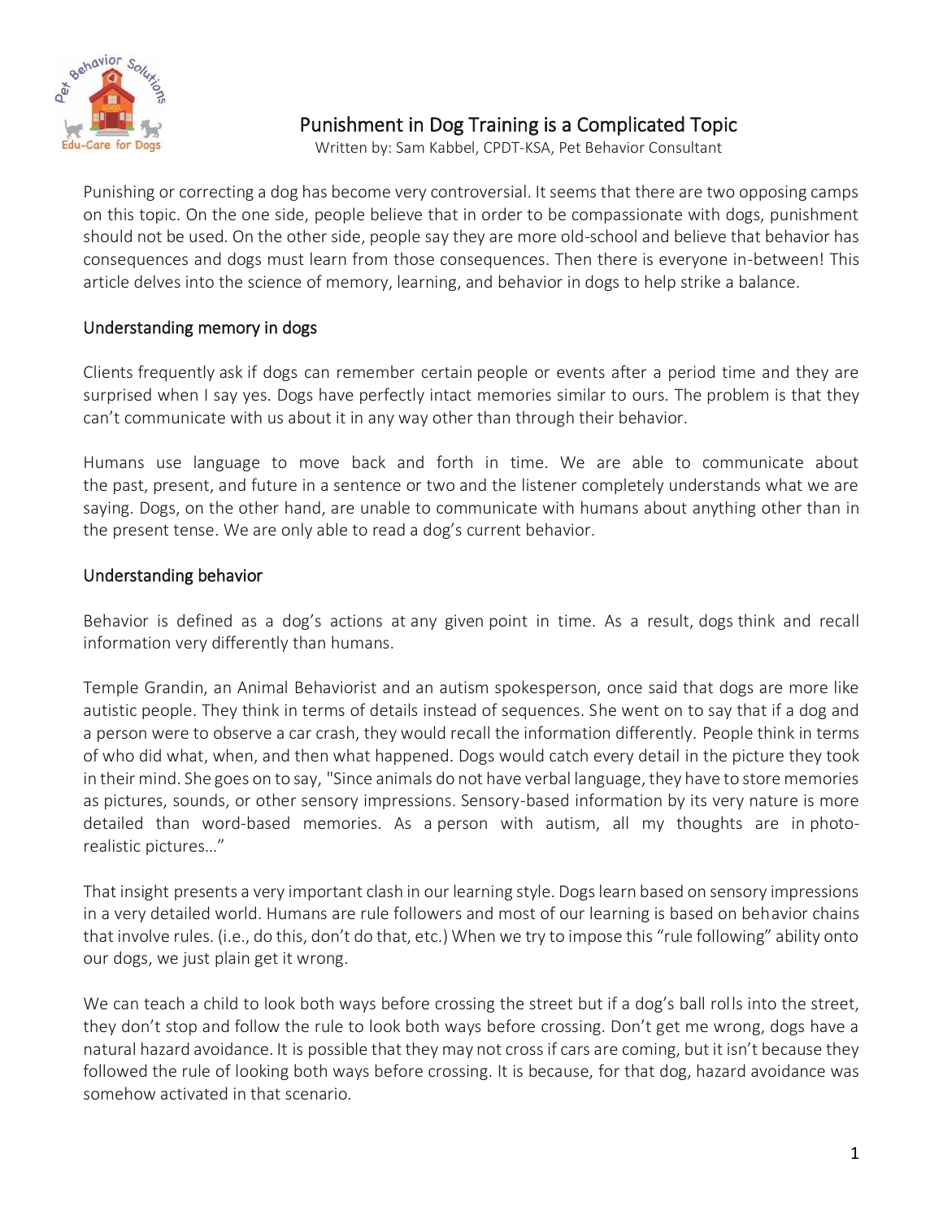# Punishment in Dog Training is a Complicated Topic

Written by: Sam Kabbel, CPDT-KSA, Pet Behavior Consultant

Punishing or correcting a dog has become very controversial. It seems that there are two opposing camps on this topic. On the one side, people believe that in order to be compassionate with dogs, punishment should not be used. On the other side, people say they are more old-school and believe that behavior has consequences and dogs must learn from those consequences. Then there is everyone in-between! This article delves into the science of memory, learning, and behavior in dogs to help strike a balance.

## Understanding memory in dogs

Clients frequently ask if dogs can remember certain people or events after a period time and they are surprised when I say yes. Dogs have perfectly intact memories similar to ours. The problem is that they can't communicate with us about it in any way other than through their behavior.

Humans use language to move back and forth in time. We are able to communicate about the past, present, and future in a sentence or two and the listener completely understands what we are saying. Dogs, on the other hand, are unable to communicate with humans about anything other than in the present tense. We are only able to read a dog's current behavior.

## Understanding behavior

Behavior is defined as a dog's actions at any given point in time. As a result, dogs think and recall information very differently than humans.

Temple Grandin, an Animal Behaviorist and an autism spokesperson, once said that dogs are more like autistic people. They think in terms of details instead of sequences. She went on to say that if a dog and a person were to observe a car crash, they would recall the information differently. People think in terms of who did what, when, and then what happened. Dogs would catch every detail in the picture they took in their mind. She goes on to say, "Since animals do not have verbal language, they have to store memories as pictures, sounds, or other sensory impressions. Sensory-based information by its very nature is more detailed than word-based memories. As a person with autism, all my thoughts are in photo-realistic pictures…"

That insight presents a very important clash in our learning style. Dogs learn based on sensory impressions in a very detailed world. Humans are rule followers and most of our learning is based on behavior chains that involve rules. (i.e., do this, don't do that, etc.) When we try to impose this "rule following" ability onto our dogs, we just plain get it wrong.

We can teach a child to look both ways before crossing the street but if a dog's ball rolls into the street, they don't stop and follow the rule to look both ways before crossing. Don't get me wrong, dogs have a natural hazard avoidance. It is possible that they may not cross if cars are coming, but it isn't because they followed the rule of looking both ways before crossing. It is because, for that dog, hazard avoidance was somehow activated in that scenario.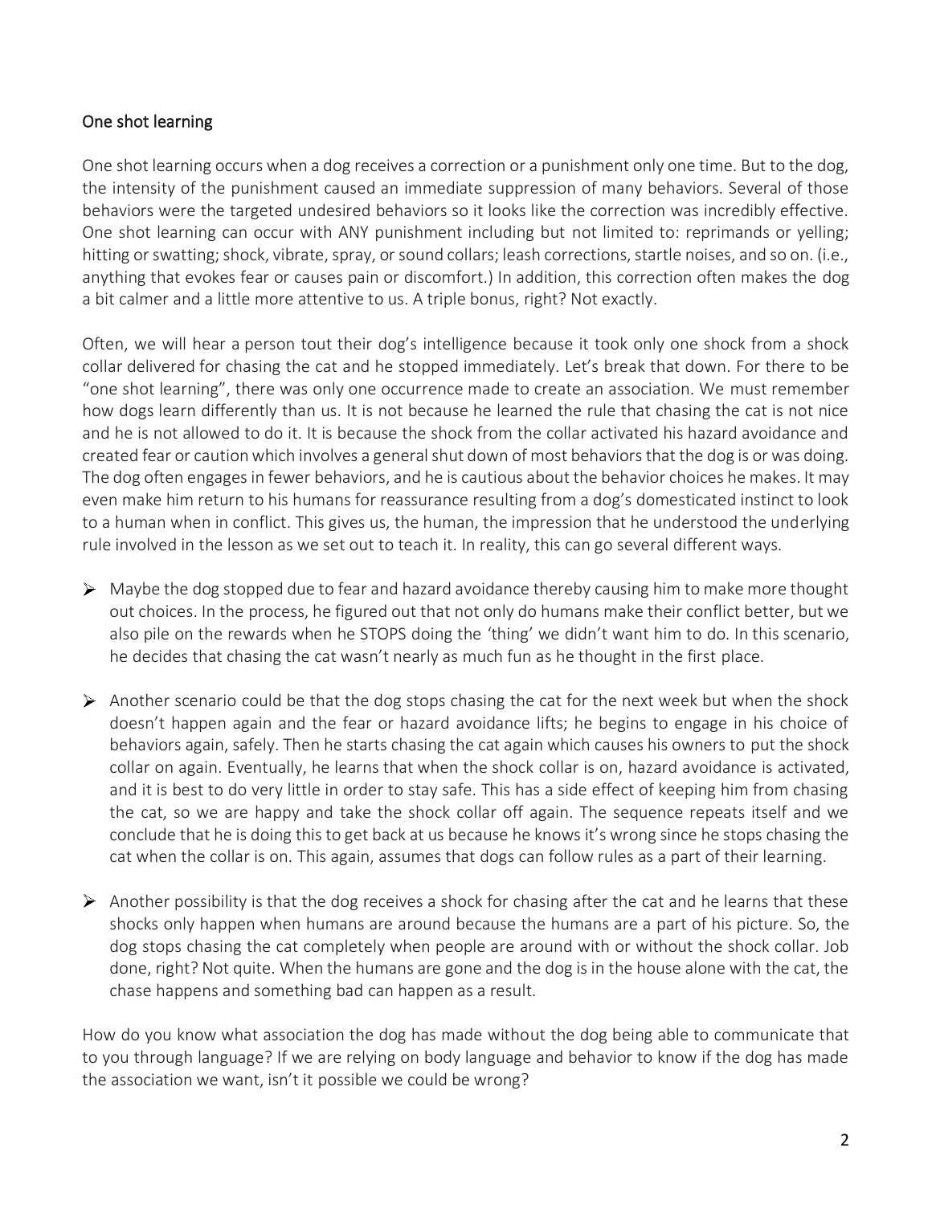## One shot learning

One shot learning occurs when a dog receives a correction or a punishment only one time. But to the dog, the intensity of the punishment caused an immediate suppression of many behaviors. Several of those behaviors were the targeted undesired behaviors so it looks like the correction was incredibly effective. One shot learning can occur with ANY punishment including but not limited to: reprimands or yelling; hitting or swatting; shock, vibrate, spray, or sound collars; leash corrections, startle noises, and so on. (i.e., anything that evokes fear or causes pain or discomfort.) In addition, this correction often makes the dog a bit calmer and a little more attentive to us. A triple bonus, right? Not exactly.

Often, we will hear a person tout their dog's intelligence because it took only one shock from a shock collar delivered for chasing the cat and he stopped immediately. Let's break that down. For there to be "one shot learning", there was only one occurrence made to create an association. We must remember how dogs learn differently than us. It is not because he learned the rule that chasing the cat is not nice and he is not allowed to do it. It is because the shock from the collar activated his hazard avoidance and created fear or caution which involves a general shut down of most behaviors that the dog is or was doing. The dog often engages in fewer behaviors, and he is cautious about the behavior choices he makes. It may even make him return to his humans for reassurance resulting from a dog's domesticated instinct to look to a human when in conflict. This gives us, the human, the impression that he understood the underlying rule involved in the lesson as we set out to teach it. In reality, this can go several different ways.

- Maybe the dog stopped due to fear and hazard avoidance thereby causing him to make more thought out choices. In the process, he figured out that not only do humans make their conflict better, but we also pile on the rewards when he STOPS doing the 'thing' we didn't want him to do. In this scenario, he decides that chasing the cat wasn't nearly as much fun as he thought in the first place.

- Another scenario could be that the dog stops chasing the cat for the next week but when the shock doesn't happen again and the fear or hazard avoidance lifts; he begins to engage in his choice of behaviors again, safely. Then he starts chasing the cat again which causes his owners to put the shock collar on again. Eventually, he learns that when the shock collar is on, hazard avoidance is activated, and it is best to do very little in order to stay safe. This has a side effect of keeping him from chasing the cat, so we are happy and take the shock collar off again. The sequence repeats itself and we conclude that he is doing this to get back at us because he knows it's wrong since he stops chasing the cat when the collar is on. This again, assumes that dogs can follow rules as a part of their learning.

- Another possibility is that the dog receives a shock for chasing after the cat and he learns that these shocks only happen when humans are around because the humans are a part of his picture. So, the dog stops chasing the cat completely when people are around with or without the shock collar. Job done, right? Not quite. When the humans are gone and the dog is in the house alone with the cat, the chase happens and something bad can happen as a result.

How do you know what association the dog has made without the dog being able to communicate that to you through language? If we are relying on body language and behavior to know if the dog has made the association we want, isn't it possible we could be wrong?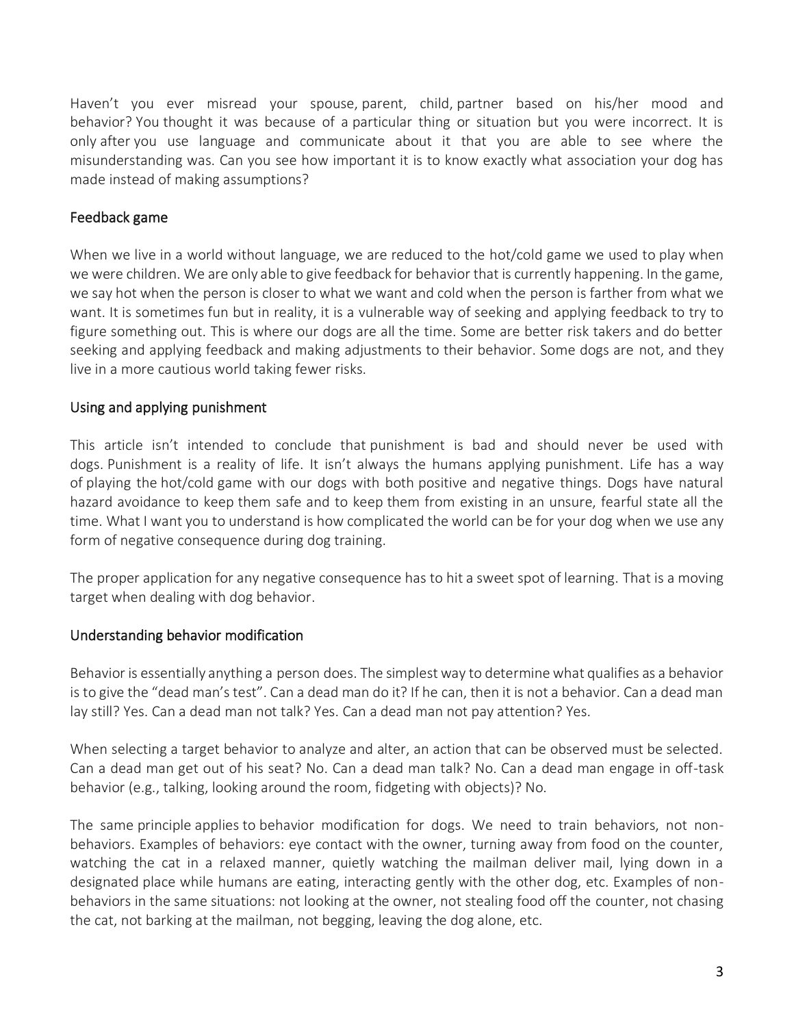Haven't you ever misread your spouse, parent, child, partner based on his/her mood and behavior? You thought it was because of a particular thing or situation but you were incorrect. It is only after you use language and communicate about it that you are able to see where the misunderstanding was. Can you see how important it is to know exactly what association your dog has made instead of making assumptions?

## Feedback game

When we live in a world without language, we are reduced to the hot/cold game we used to play when we were children. We are only able to give feedback for behavior that is currently happening. In the game, we say hot when the person is closer to what we want and cold when the person is farther from what we want. It is sometimes fun but in reality, it is a vulnerable way of seeking and applying feedback to try to figure something out. This is where our dogs are all the time. Some are better risk takers and do better seeking and applying feedback and making adjustments to their behavior. Some dogs are not, and they live in a more cautious world taking fewer risks.

## Using and applying punishment

This article isn't intended to conclude that punishment is bad and should never be used with dogs. Punishment is a reality of life. It isn't always the humans applying punishment. Life has a way of playing the hot/cold game with our dogs with both positive and negative things. Dogs have natural hazard avoidance to keep them safe and to keep them from existing in an unsure, fearful state all the time. What I want you to understand is how complicated the world can be for your dog when we use any form of negative consequence during dog training.

The proper application for any negative consequence has to hit a sweet spot of learning. That is a moving target when dealing with dog behavior.

## Understanding behavior modification

Behavior is essentially anything a person does. The simplest way to determine what qualifies as a behavior is to give the "dead man's test". Can a dead man do it? If he can, then it is not a behavior. Can a dead man lay still? Yes. Can a dead man not talk? Yes. Can a dead man not pay attention? Yes.

When selecting a target behavior to analyze and alter, an action that can be observed must be selected. Can a dead man get out of his seat? No. Can a dead man talk? No. Can a dead man engage in off-task behavior (e.g., talking, looking around the room, fidgeting with objects)? No.

The same principle applies to behavior modification for dogs. We need to train behaviors, not non-behaviors. Examples of behaviors: eye contact with the owner, turning away from food on the counter, watching the cat in a relaxed manner, quietly watching the mailman deliver mail, lying down in a designated place while humans are eating, interacting gently with the other dog, etc. Examples of non-behaviors in the same situations: not looking at the owner, not stealing food off the counter, not chasing the cat, not barking at the mailman, not begging, leaving the dog alone, etc.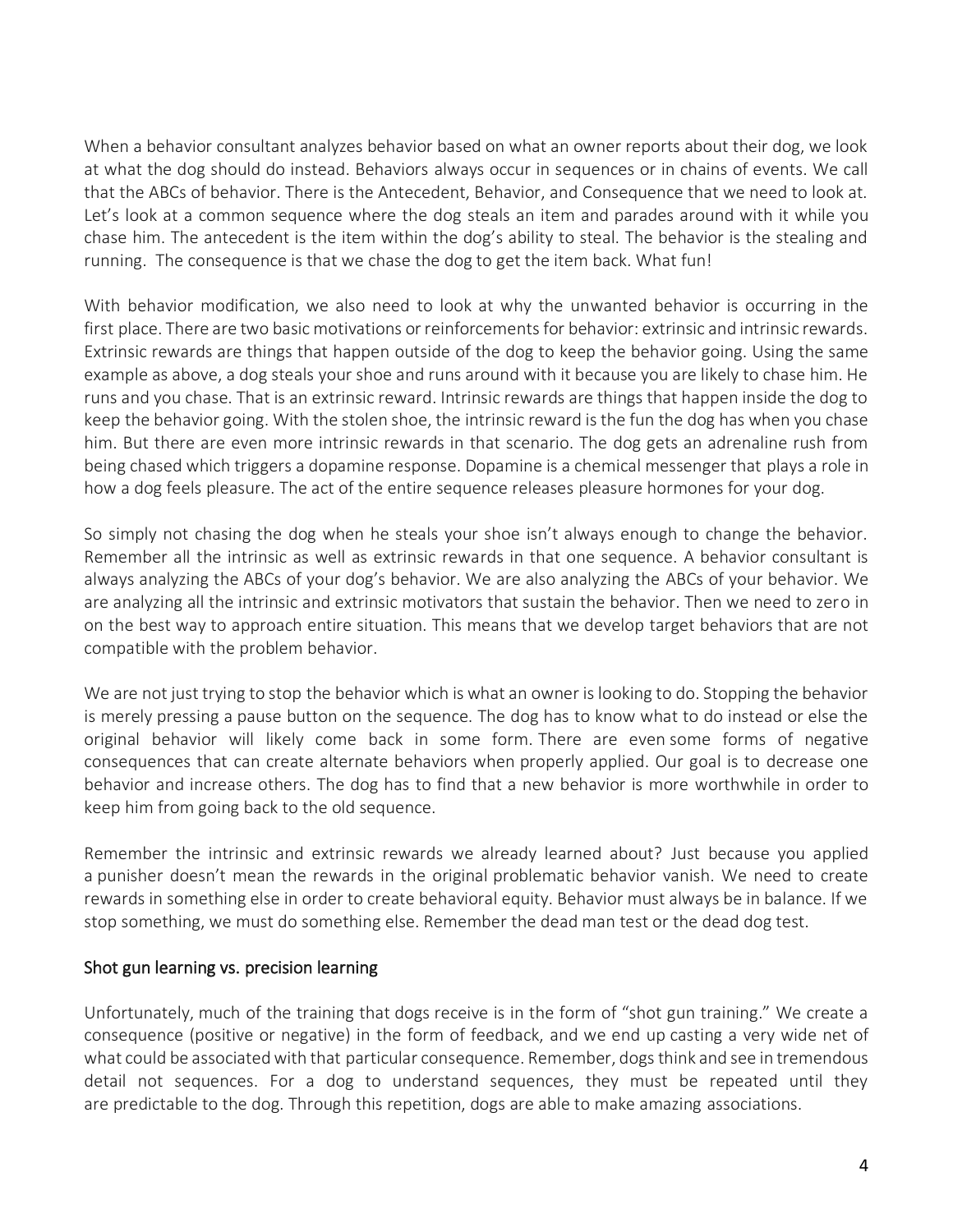When a behavior consultant analyzes behavior based on what an owner reports about their dog, we look at what the dog should do instead. Behaviors always occur in sequences or in chains of events. We call that the ABCs of behavior. There is the Antecedent, Behavior, and Consequence that we need to look at. Let's look at a common sequence where the dog steals an item and parades around with it while you chase him. The antecedent is the item within the dog's ability to steal. The behavior is the stealing and running. The consequence is that we chase the dog to get the item back. What fun!

With behavior modification, we also need to look at why the unwanted behavior is occurring in the first place. There are two basic motivations or reinforcements for behavior: extrinsic and intrinsic rewards. Extrinsic rewards are things that happen outside of the dog to keep the behavior going. Using the same example as above, a dog steals your shoe and runs around with it because you are likely to chase him. He runs and you chase. That is an extrinsic reward. Intrinsic rewards are things that happen inside the dog to keep the behavior going. With the stolen shoe, the intrinsic reward is the fun the dog has when you chase him. But there are even more intrinsic rewards in that scenario. The dog gets an adrenaline rush from being chased which triggers a dopamine response. Dopamine is a chemical messenger that plays a role in how a dog feels pleasure. The act of the entire sequence releases pleasure hormones for your dog.

So simply not chasing the dog when he steals your shoe isn't always enough to change the behavior. Remember all the intrinsic as well as extrinsic rewards in that one sequence. A behavior consultant is always analyzing the ABCs of your dog's behavior. We are also analyzing the ABCs of your behavior. We are analyzing all the intrinsic and extrinsic motivators that sustain the behavior. Then we need to zero in on the best way to approach entire situation. This means that we develop target behaviors that are not compatible with the problem behavior.

We are not just trying to stop the behavior which is what an owner is looking to do. Stopping the behavior is merely pressing a pause button on the sequence. The dog has to know what to do instead or else the original behavior will likely come back in some form. There are even some forms of negative consequences that can create alternate behaviors when properly applied. Our goal is to decrease one behavior and increase others. The dog has to find that a new behavior is more worthwhile in order to keep him from going back to the old sequence.

Remember the intrinsic and extrinsic rewards we already learned about? Just because you applied a punisher doesn't mean the rewards in the original problematic behavior vanish. We need to create rewards in something else in order to create behavioral equity. Behavior must always be in balance. If we stop something, we must do something else. Remember the dead man test or the dead dog test.

## Shot gun learning vs. precision learning

Unfortunately, much of the training that dogs receive is in the form of "shot gun training." We create a consequence (positive or negative) in the form of feedback, and we end up casting a very wide net of what could be associated with that particular consequence. Remember, dogs think and see in tremendous detail not sequences. For a dog to understand sequences, they must be repeated until they are predictable to the dog. Through this repetition, dogs are able to make amazing associations.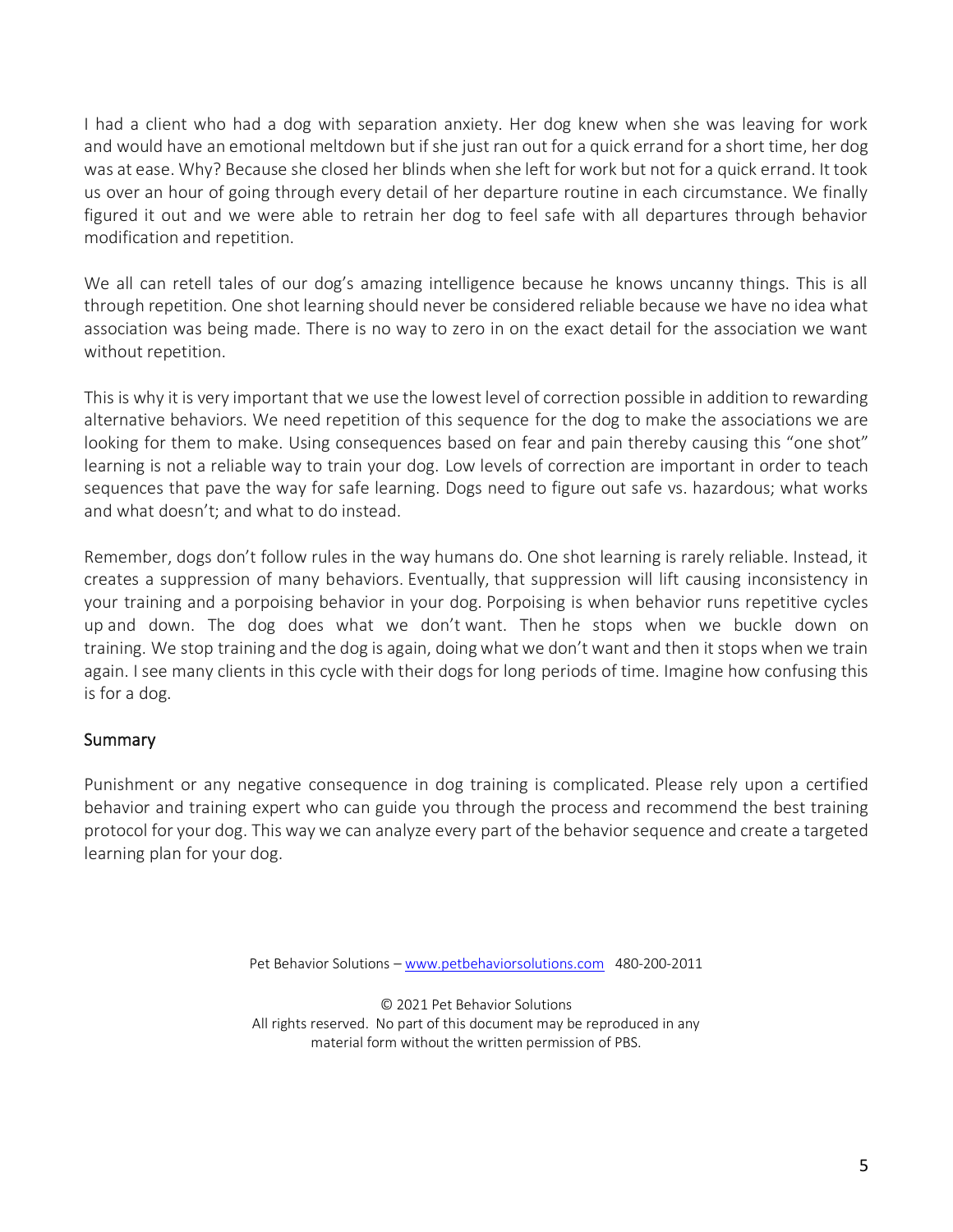I had a client who had a dog with separation anxiety. Her dog knew when she was leaving for work and would have an emotional meltdown but if she just ran out for a quick errand for a short time, her dog was at ease. Why? Because she closed her blinds when she left for work but not for a quick errand. It took us over an hour of going through every detail of her departure routine in each circumstance. We finally figured it out and we were able to retrain her dog to feel safe with all departures through behavior modification and repetition.

We all can retell tales of our dog's amazing intelligence because he knows uncanny things. This is all through repetition. One shot learning should never be considered reliable because we have no idea what association was being made. There is no way to zero in on the exact detail for the association we want without repetition.

This is why it is very important that we use the lowest level of correction possible in addition to rewarding alternative behaviors. We need repetition of this sequence for the dog to make the associations we are looking for them to make. Using consequences based on fear and pain thereby causing this "one shot" learning is not a reliable way to train your dog. Low levels of correction are important in order to teach sequences that pave the way for safe learning. Dogs need to figure out safe vs. hazardous; what works and what doesn't; and what to do instead.

Remember, dogs don't follow rules in the way humans do. One shot learning is rarely reliable. Instead, it creates a suppression of many behaviors. Eventually, that suppression will lift causing inconsistency in your training and a porpoising behavior in your dog. Porpoising is when behavior runs repetitive cycles up and down. The dog does what we don't want. Then he stops when we buckle down on training. We stop training and the dog is again, doing what we don't want and then it stops when we train again. I see many clients in this cycle with their dogs for long periods of time. Imagine how confusing this is for a dog.

## Summary

Punishment or any negative consequence in dog training is complicated. Please rely upon a certified behavior and training expert who can guide you through the process and recommend the best training protocol for your dog. This way we can analyze every part of the behavior sequence and create a targeted learning plan for your dog.

Pet Behavior Solutions – www.petbehaviorsolutions.com 480-200-2011

© 2021 Pet Behavior Solutions
All rights reserved. No part of this document may be reproduced in any material form without the written permission of PBS.